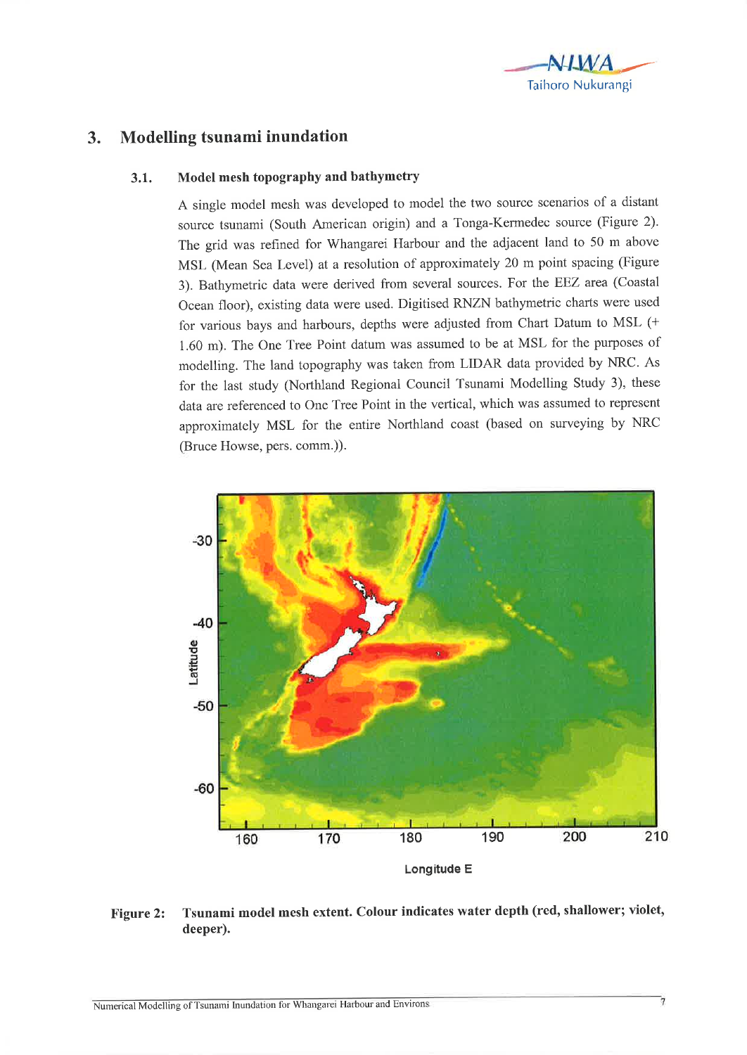# 3. Modelling tsunami inundation

## 3.1. Model mesh topography and bathymetry

A single model mesh was developed to model the two source scenarios of a distant source tsunami (South American origin) and a Tonga-Kermedec source (Figure 2). The grid was refined for Whangarei Harbour and the adjacent land to 50 m above MSL (Mean Sea Level) at a resolution of approximately 20 m point spacing (Figure 3). Bathymetric data were derived from several sources. For the EEZ area (Coastal Ocean floor), existing data were used. Digitised RNZN bathymetric charts were used for various bays and harbours, depths were adjusted from Chart Datum to MSL (+ 1.60 m). The One Tree Point datum was assumed to be at MSL for the purposes of modelling. The land topography was taken from LIDAR data provided by NRC. As for the last study (Northland Regional Council Tsunami Modelling Study 3), these data are referenced to One Tree Point in the vertical, which was assumed to represent approximately MSL for the entire Northland coast (based on surveying by NRC (Bruce Howse, pers. comm.)).

**Figure 2: Tsunami model mesh extent. Colour indicates water depth (red, shallower; violet, deeper).**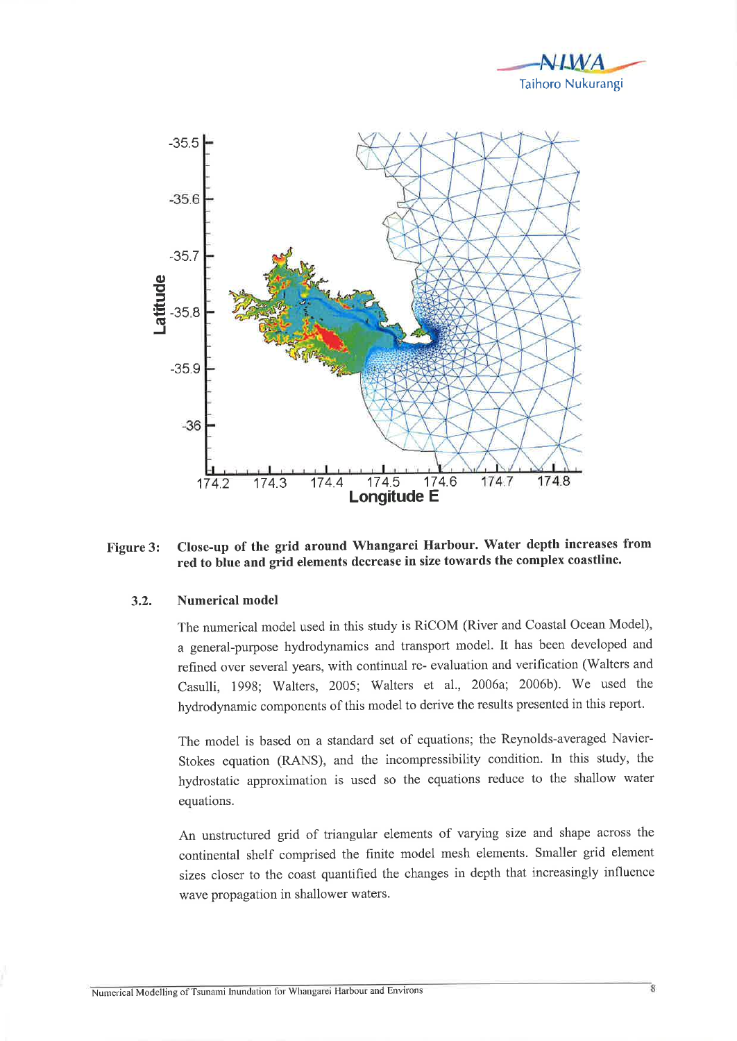**Figure 3: Close-up of the grid around Whangarei Harbour. Water depth increases from red to blue and grid elements decrease in size towards the complex coastline.**

### 3.2. Numerical model

The numerical model used in this study is RiCOM (River and Coastal Ocean Model), a general-purpose hydrodynamics and transport model. It has been developed and refined over several years, with continual re- evaluation and verification (Walters and Casulli, 1998; Walters, 2005; Walters et al., 2006a; 2006b). We used the hydrodynamic components of this model to derive the results presented in this report.

The model is based on a standard set of equations; the Reynolds-averaged Navier-Stokes equation (RANS), and the incompressibility condition. In this study, the hydrostatic approximation is used so the equations reduce to the shallow water equations.

An unstructured grid of triangular elements of varying size and shape across the continental shelf comprised the finite model mesh elements. Smaller grid element sizes closer to the coast quantified the changes in depth that increasingly influence wave propagation in shallower waters.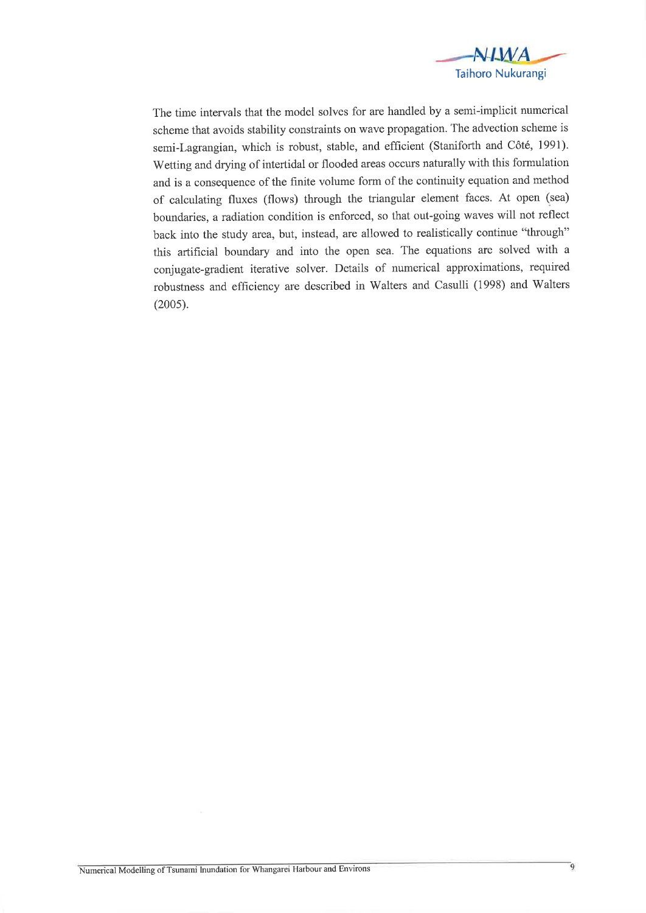The time intervals that the model solves for are handled by a semi-implicit numerical scheme that avoids stability constraints on wave propagation. The advection scheme is semi-Lagrangian, which is robust, stable, and efficient (Staniforth and Côté, 1991). Wetting and drying of intertidal or flooded areas occurs naturally with this formulation and is a consequence of the finite volume form of the continuity equation and method of calculating fluxes (flows) through the triangular element faces. At open (sea) boundaries, a radiation condition is enforced, so that out-going waves will not reflect back into the study area, but, instead, are allowed to realistically continue "through" this artificial boundary and into the open sea. The equations are solved with a conjugate-gradient iterative solver. Details of numerical approximations, required robustness and efficiency are described in Walters and Casulli (1998) and Walters (2005).